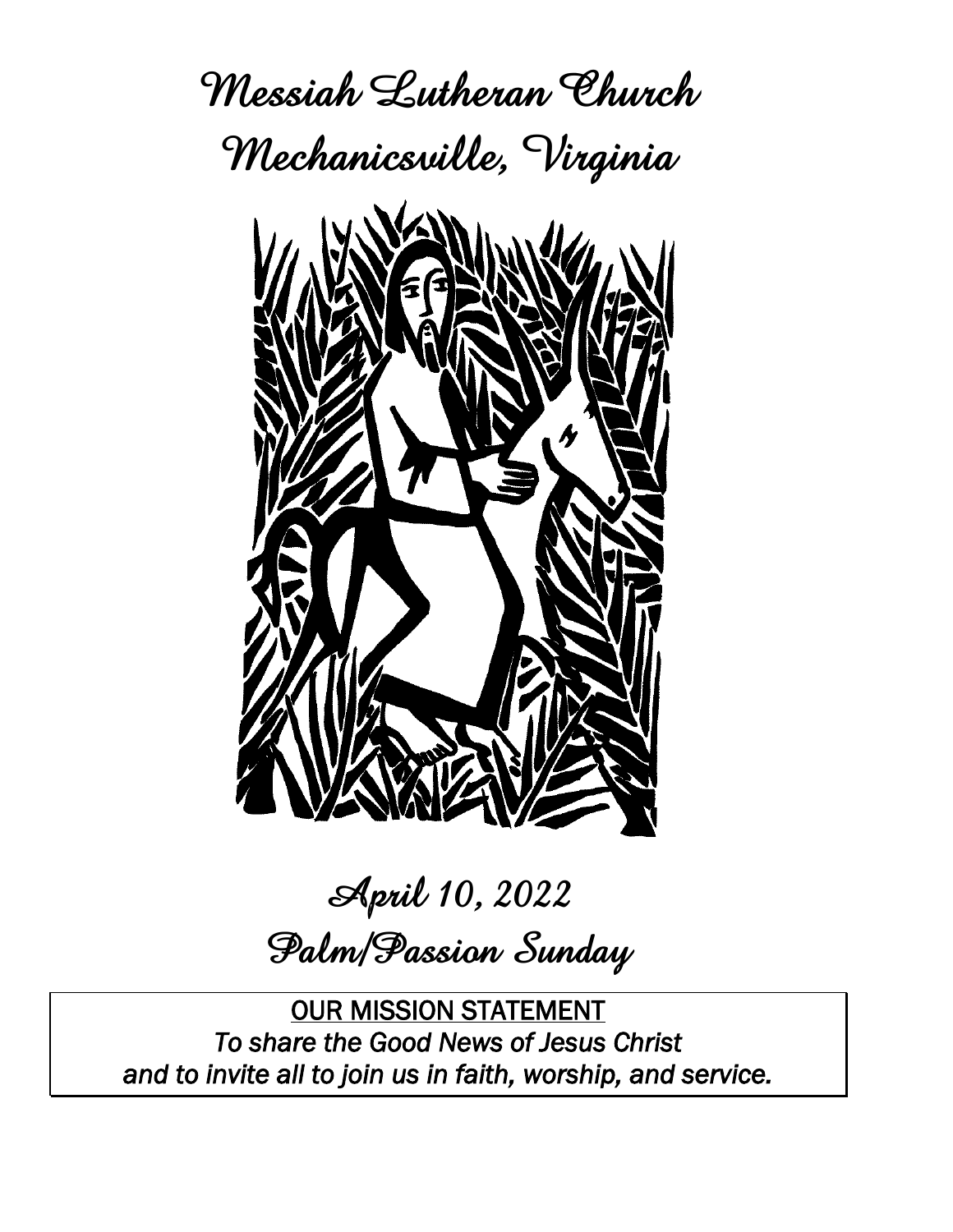# Messiah Lutheran Church
# Mechanicsville, Virginia

## April 10, 2022
## Palm/Passion Sunday

<u>OUR MISSION STATEMENT</u>

*To share the Good News of Jesus Christ and to invite all to join us in faith, worship, and service.*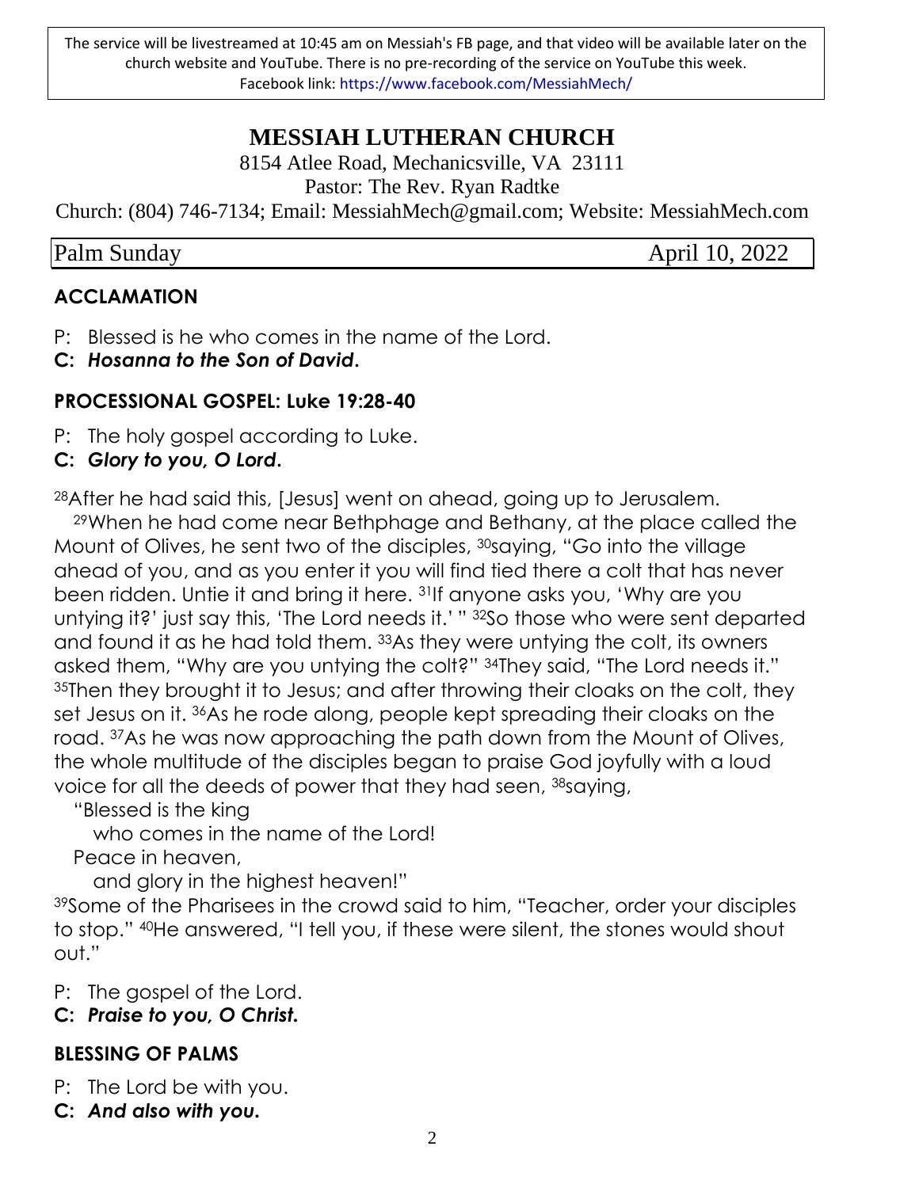The service will be livestreamed at 10:45 am on Messiah's FB page, and that video will be available later on the church website and YouTube. There is no pre-recording of the service on YouTube this week.
Facebook link: https://www.facebook.com/MessiahMech/

# MESSIAH LUTHERAN CHURCH

8154 Atlee Road, Mechanicsville, VA 23111
Pastor: The Rev. Ryan Radtke
Church: (804) 746-7134; Email: MessiahMech@gmail.com; Website: MessiahMech.com

Palm Sunday April 10, 2022

## ACCLAMATION

P: Blessed is he who comes in the name of the Lord.
**C: *Hosanna to the Son of David.***

## PROCESSIONAL GOSPEL: Luke 19:28-40

P: The holy gospel according to Luke.
**C: *Glory to you, O Lord.***

28After he had said this, [Jesus] went on ahead, going up to Jerusalem.
29When he had come near Bethphage and Bethany, at the place called the Mount of Olives, he sent two of the disciples, 30saying, "Go into the village ahead of you, and as you enter it you will find tied there a colt that has never been ridden. Untie it and bring it here. 31If anyone asks you, 'Why are you untying it?' just say this, 'The Lord needs it.' " 32So those who were sent departed and found it as he had told them. 33As they were untying the colt, its owners asked them, "Why are you untying the colt?" 34They said, "The Lord needs it." 35Then they brought it to Jesus; and after throwing their cloaks on the colt, they set Jesus on it. 36As he rode along, people kept spreading their cloaks on the road. 37As he was now approaching the path down from the Mount of Olives, the whole multitude of the disciples began to praise God joyfully with a loud voice for all the deeds of power that they had seen, 38saying,
"Blessed is the king
who comes in the name of the Lord!
Peace in heaven,
and glory in the highest heaven!"
39Some of the Pharisees in the crowd said to him, "Teacher, order your disciples to stop." 40He answered, "I tell you, if these were silent, the stones would shout out."

P: The gospel of the Lord.
**C: *Praise to you, O Christ.***

## BLESSING OF PALMS

P: The Lord be with you.
**C: *And also with you.***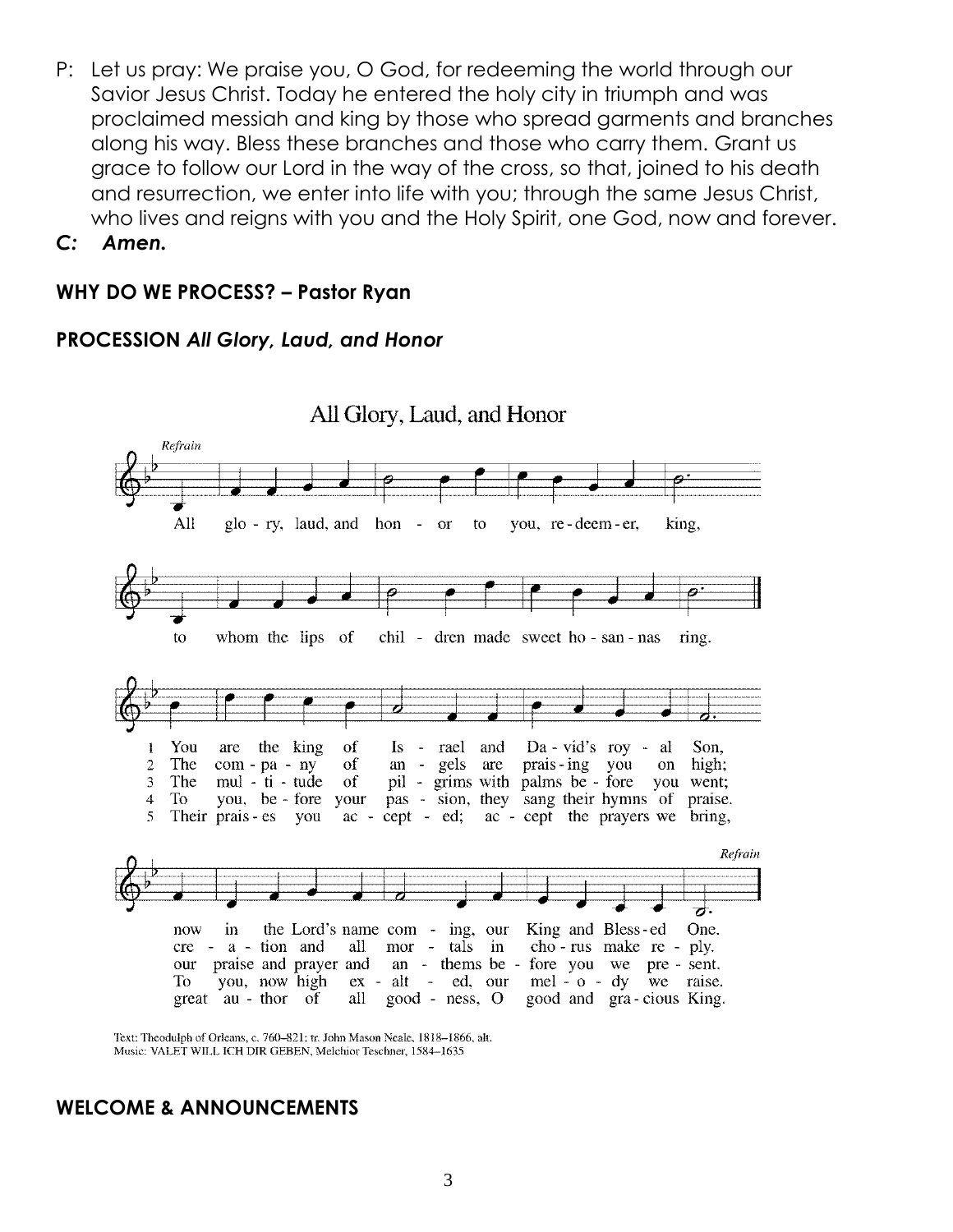P: Let us pray: We praise you, O God, for redeeming the world through our Savior Jesus Christ. Today he entered the holy city in triumph and was proclaimed messiah and king by those who spread garments and branches along his way. Bless these branches and those who carry them. Grant us grace to follow our Lord in the way of the cross, so that, joined to his death and resurrection, we enter into life with you; through the same Jesus Christ, who lives and reigns with you and the Holy Spirit, one God, now and forever.

***C: Amen.***

**WHY DO WE PROCESS? – Pastor Ryan**

**PROCESSION *All Glory, Laud, and Honor***

All Glory, Laud, and Honor

*Refrain*

All glory, laud, and honor to you, redeemer, king,
to whom the lips of children made sweet hosannas ring.

1 You are the king of Israel and David's royal Son,
now in the Lord's name coming, our King and Blessed One.

2 The company of angels are praising you on high;
creation and all mortals in chorus make reply.

3 The multitude of pilgrims with palms before you went;
our praise and prayer and anthems before you we present.

4 To you, before your passion, they sang their hymns of praise.
To you, now high exalted, our melody we raise.

5 Their praises you accepted; accept the prayers we bring,
great author of all goodness, O good and gracious King.

*Refrain*

Text: Theodulph of Orleans, c. 760–821; tr. John Mason Neale, 1818–1866, alt.
Music: VALET WILL ICH DIR GEBEN, Melchior Teschner, 1584–1635

**WELCOME & ANNOUNCEMENTS**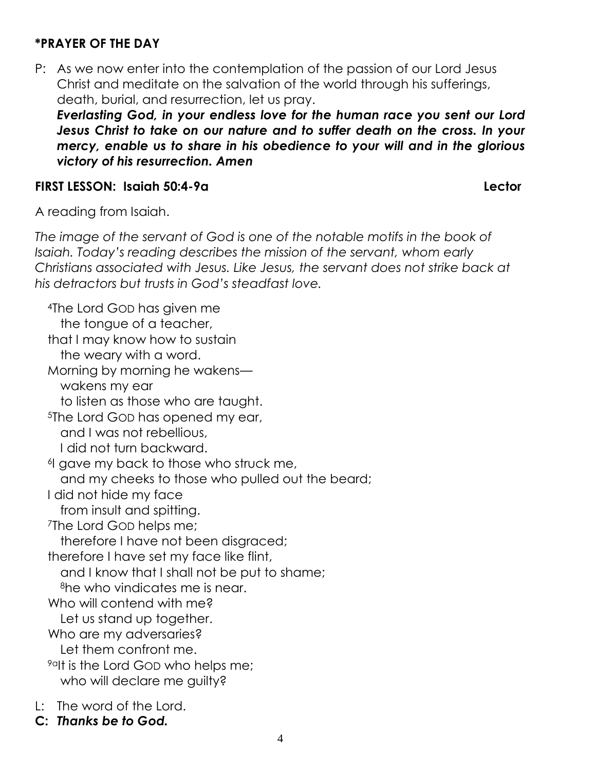### *PRAYER OF THE DAY

P: As we now enter into the contemplation of the passion of our Lord Jesus Christ and meditate on the salvation of the world through his sufferings, death, burial, and resurrection, let us pray.
***Everlasting God, in your endless love for the human race you sent our Lord Jesus Christ to take on our nature and to suffer death on the cross. In your mercy, enable us to share in his obedience to your will and in the glorious victory of his resurrection. Amen***

### FIRST LESSON: Isaiah 50:4-9a **Lector**

A reading from Isaiah.

*The image of the servant of God is one of the notable motifs in the book of Isaiah. Today's reading describes the mission of the servant, whom early Christians associated with Jesus. Like Jesus, the servant does not strike back at his detractors but trusts in God's steadfast love.*

[4]The Lord GOD has given me
the tongue of a teacher,
that I may know how to sustain
the weary with a word.
Morning by morning he wakens—
wakens my ear
to listen as those who are taught.
[5]The Lord GOD has opened my ear,
and I was not rebellious,
I did not turn backward.
[6]I gave my back to those who struck me,
and my cheeks to those who pulled out the beard;
I did not hide my face
from insult and spitting.
[7]The Lord GOD helps me;
therefore I have not been disgraced;
therefore I have set my face like flint,
and I know that I shall not be put to shame;
[8]he who vindicates me is near.
Who will contend with me?
Let us stand up together.
Who are my adversaries?
Let them confront me.
[9a]It is the Lord GOD who helps me;
who will declare me guilty?

L: The word of the Lord.
**C: *Thanks be to God.***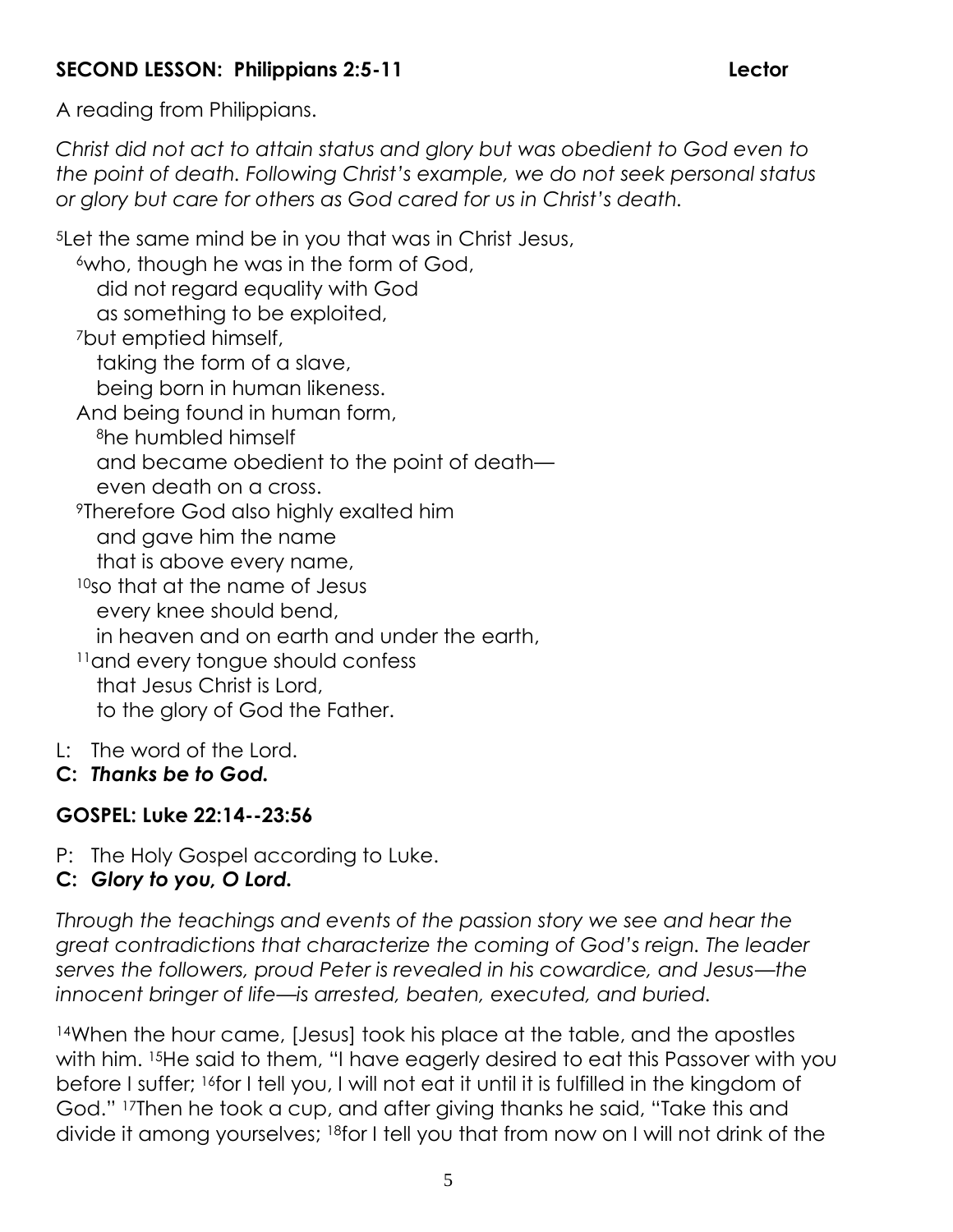**SECOND LESSON: Philippians 2:5-11** **Lector**

A reading from Philippians.

*Christ did not act to attain status and glory but was obedient to God even to the point of death. Following Christ's example, we do not seek personal status or glory but care for others as God cared for us in Christ's death.*

[5]Let the same mind be in you that was in Christ Jesus,
[6]who, though he was in the form of God,
did not regard equality with God
as something to be exploited,
[7]but emptied himself,
taking the form of a slave,
being born in human likeness.
And being found in human form,
[8]he humbled himself
and became obedient to the point of death—
even death on a cross.
[9]Therefore God also highly exalted him
and gave him the name
that is above every name,
[10]so that at the name of Jesus
every knee should bend,
in heaven and on earth and under the earth,
[11]and every tongue should confess
that Jesus Christ is Lord,
to the glory of God the Father.

L: The word of the Lord.
**C: *Thanks be to God.***

**GOSPEL: Luke 22:14--23:56**

P: The Holy Gospel according to Luke.
**C: *Glory to you, O Lord.***

*Through the teachings and events of the passion story we see and hear the great contradictions that characterize the coming of God's reign. The leader serves the followers, proud Peter is revealed in his cowardice, and Jesus—the innocent bringer of life—is arrested, beaten, executed, and buried.*

[14]When the hour came, [Jesus] took his place at the table, and the apostles with him. [15]He said to them, "I have eagerly desired to eat this Passover with you before I suffer; [16]for I tell you, I will not eat it until it is fulfilled in the kingdom of God." [17]Then he took a cup, and after giving thanks he said, "Take this and divide it among yourselves; [18]for I tell you that from now on I will not drink of the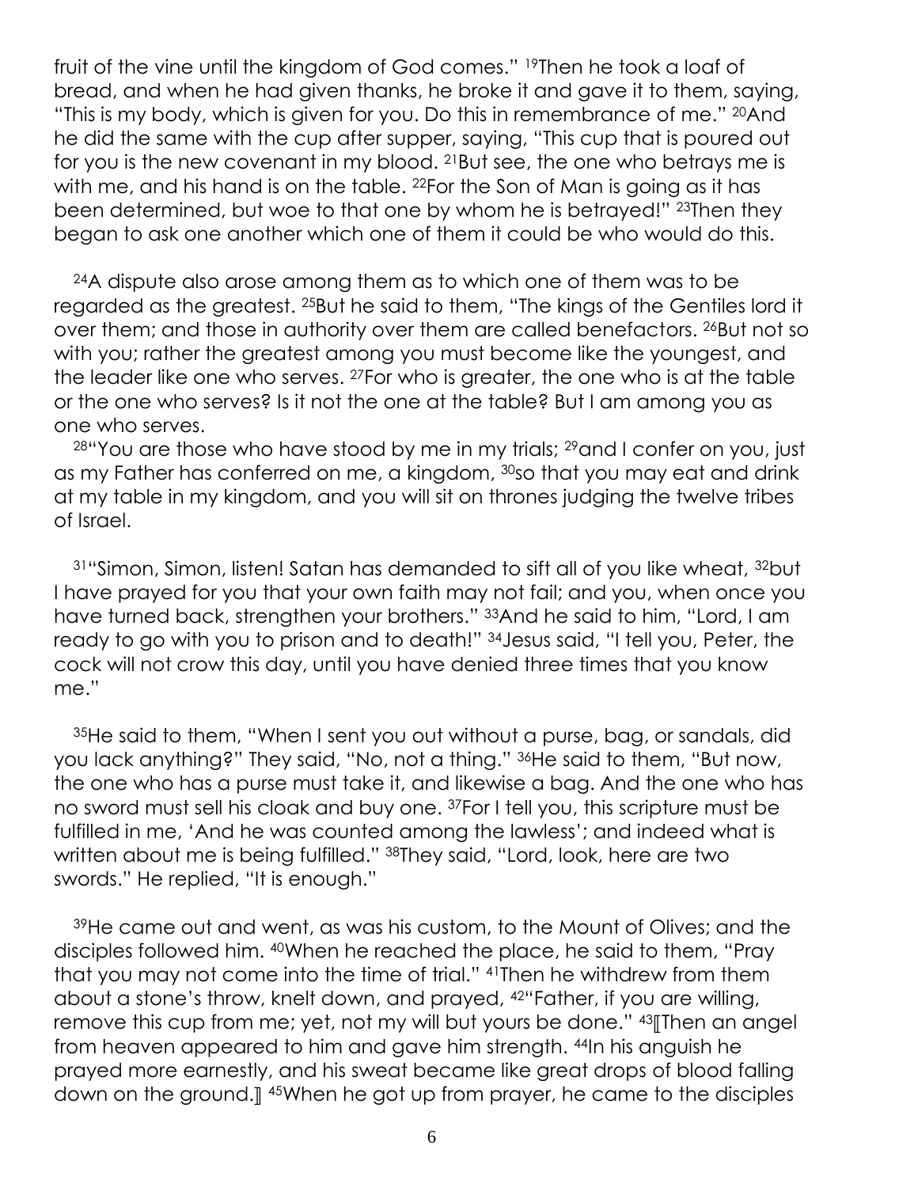fruit of the vine until the kingdom of God comes." [19]Then he took a loaf of bread, and when he had given thanks, he broke it and gave it to them, saying, "This is my body, which is given for you. Do this in remembrance of me." [20]And he did the same with the cup after supper, saying, "This cup that is poured out for you is the new covenant in my blood. [21]But see, the one who betrays me is with me, and his hand is on the table. [22]For the Son of Man is going as it has been determined, but woe to that one by whom he is betrayed!" [23]Then they began to ask one another which one of them it could be who would do this.

[24]A dispute also arose among them as to which one of them was to be regarded as the greatest. [25]But he said to them, "The kings of the Gentiles lord it over them; and those in authority over them are called benefactors. [26]But not so with you; rather the greatest among you must become like the youngest, and the leader like one who serves. [27]For who is greater, the one who is at the table or the one who serves? Is it not the one at the table? But I am among you as one who serves.

[28]"You are those who have stood by me in my trials; [29]and I confer on you, just as my Father has conferred on me, a kingdom, [30]so that you may eat and drink at my table in my kingdom, and you will sit on thrones judging the twelve tribes of Israel.

[31]"Simon, Simon, listen! Satan has demanded to sift all of you like wheat, [32]but I have prayed for you that your own faith may not fail; and you, when once you have turned back, strengthen your brothers." [33]And he said to him, "Lord, I am ready to go with you to prison and to death!" [34]Jesus said, "I tell you, Peter, the cock will not crow this day, until you have denied three times that you know me."

[35]He said to them, "When I sent you out without a purse, bag, or sandals, did you lack anything?" They said, "No, not a thing." [36]He said to them, "But now, the one who has a purse must take it, and likewise a bag. And the one who has no sword must sell his cloak and buy one. [37]For I tell you, this scripture must be fulfilled in me, 'And he was counted among the lawless'; and indeed what is written about me is being fulfilled." [38]They said, "Lord, look, here are two swords." He replied, "It is enough."

[39]He came out and went, as was his custom, to the Mount of Olives; and the disciples followed him. [40]When he reached the place, he said to them, "Pray that you may not come into the time of trial." [41]Then he withdrew from them about a stone's throw, knelt down, and prayed, [42]"Father, if you are willing, remove this cup from me; yet, not my will but yours be done." [43]⟦Then an angel from heaven appeared to him and gave him strength. [44]In his anguish he prayed more earnestly, and his sweat became like great drops of blood falling down on the ground.⟧ [45]When he got up from prayer, he came to the disciples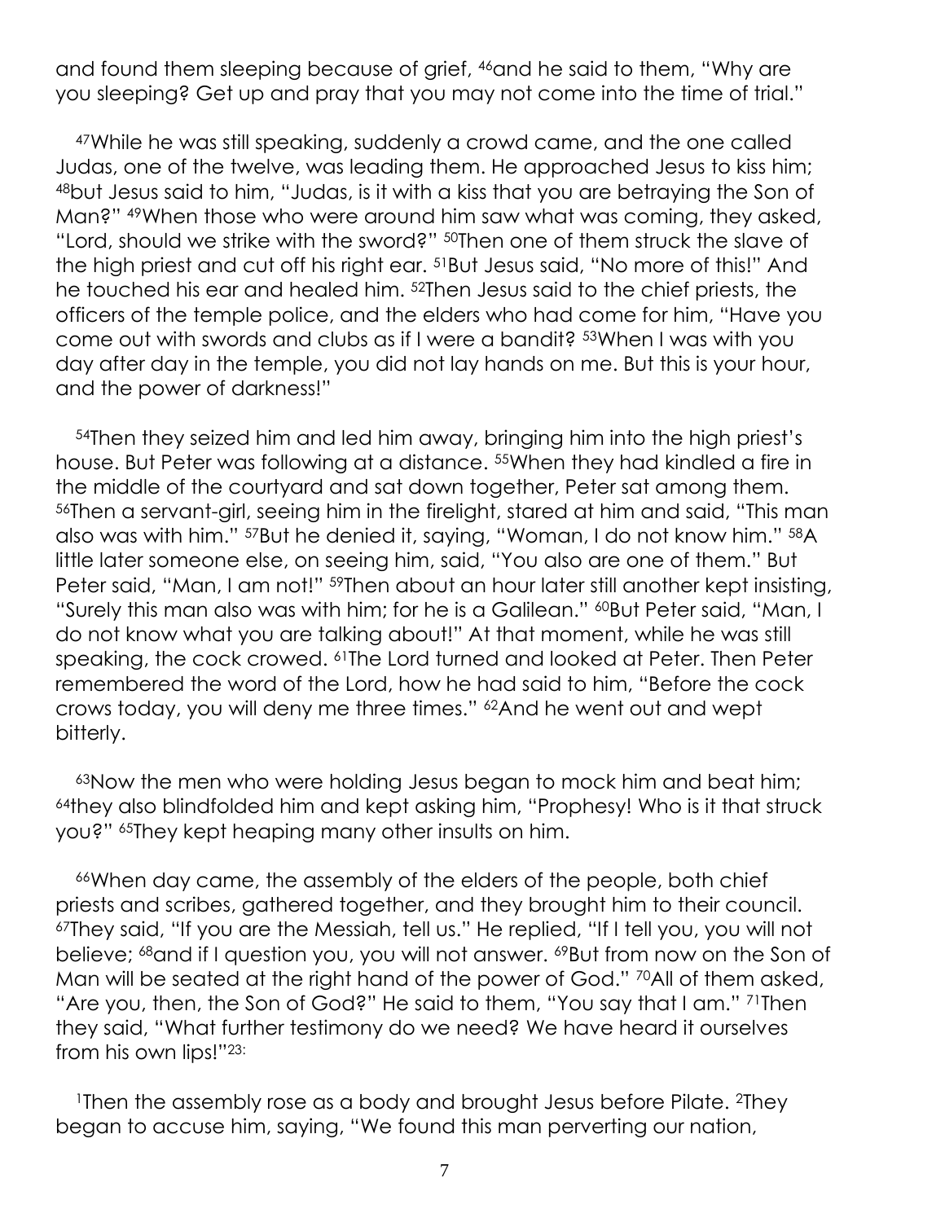and found them sleeping because of grief, [46]and he said to them, "Why are you sleeping? Get up and pray that you may not come into the time of trial."

[47]While he was still speaking, suddenly a crowd came, and the one called Judas, one of the twelve, was leading them. He approached Jesus to kiss him; [48]but Jesus said to him, "Judas, is it with a kiss that you are betraying the Son of Man?" [49]When those who were around him saw what was coming, they asked, "Lord, should we strike with the sword?" [50]Then one of them struck the slave of the high priest and cut off his right ear. [51]But Jesus said, "No more of this!" And he touched his ear and healed him. [52]Then Jesus said to the chief priests, the officers of the temple police, and the elders who had come for him, "Have you come out with swords and clubs as if I were a bandit? [53]When I was with you day after day in the temple, you did not lay hands on me. But this is your hour, and the power of darkness!"

[54]Then they seized him and led him away, bringing him into the high priest's house. But Peter was following at a distance. [55]When they had kindled a fire in the middle of the courtyard and sat down together, Peter sat among them. [56]Then a servant-girl, seeing him in the firelight, stared at him and said, "This man also was with him." [57]But he denied it, saying, "Woman, I do not know him." [58]A little later someone else, on seeing him, said, "You also are one of them." But Peter said, "Man, I am not!" [59]Then about an hour later still another kept insisting, "Surely this man also was with him; for he is a Galilean." [60]But Peter said, "Man, I do not know what you are talking about!" At that moment, while he was still speaking, the cock crowed. [61]The Lord turned and looked at Peter. Then Peter remembered the word of the Lord, how he had said to him, "Before the cock crows today, you will deny me three times." [62]And he went out and wept bitterly.

[63]Now the men who were holding Jesus began to mock him and beat him; [64]they also blindfolded him and kept asking him, "Prophesy! Who is it that struck you?" [65]They kept heaping many other insults on him.

[66]When day came, the assembly of the elders of the people, both chief priests and scribes, gathered together, and they brought him to their council. [67]They said, "If you are the Messiah, tell us." He replied, "If I tell you, you will not believe; [68]and if I question you, you will not answer. [69]But from now on the Son of Man will be seated at the right hand of the power of God." [70]All of them asked, "Are you, then, the Son of God?" He said to them, "You say that I am." [71]Then they said, "What further testimony do we need? We have heard it ourselves from his own lips!"[23:]

[1]Then the assembly rose as a body and brought Jesus before Pilate. [2]They began to accuse him, saying, "We found this man perverting our nation,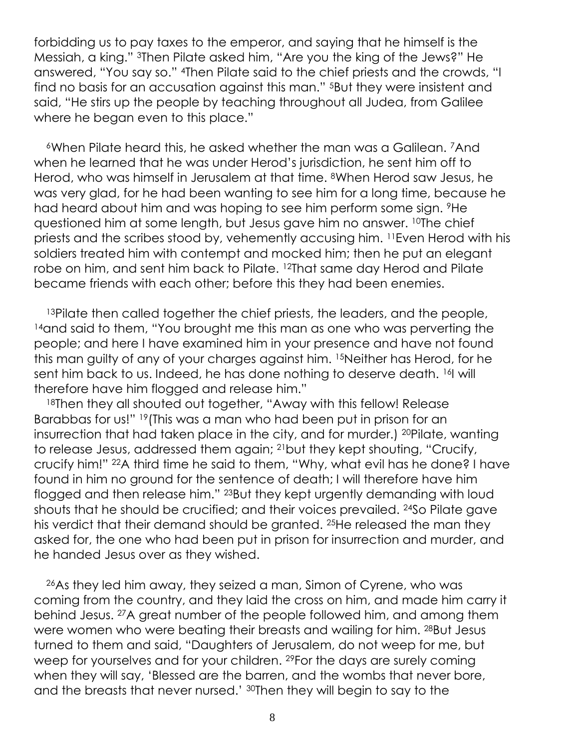forbidding us to pay taxes to the emperor, and saying that he himself is the Messiah, a king." [3]Then Pilate asked him, "Are you the king of the Jews?" He answered, "You say so." [4]Then Pilate said to the chief priests and the crowds, "I find no basis for an accusation against this man." [5]But they were insistent and said, "He stirs up the people by teaching throughout all Judea, from Galilee where he began even to this place."

[6]When Pilate heard this, he asked whether the man was a Galilean. [7]And when he learned that he was under Herod's jurisdiction, he sent him off to Herod, who was himself in Jerusalem at that time. [8]When Herod saw Jesus, he was very glad, for he had been wanting to see him for a long time, because he had heard about him and was hoping to see him perform some sign. [9]He questioned him at some length, but Jesus gave him no answer. [10]The chief priests and the scribes stood by, vehemently accusing him. [11]Even Herod with his soldiers treated him with contempt and mocked him; then he put an elegant robe on him, and sent him back to Pilate. [12]That same day Herod and Pilate became friends with each other; before this they had been enemies.

[13]Pilate then called together the chief priests, the leaders, and the people, [14]and said to them, "You brought me this man as one who was perverting the people; and here I have examined him in your presence and have not found this man guilty of any of your charges against him. [15]Neither has Herod, for he sent him back to us. Indeed, he has done nothing to deserve death. [16]I will therefore have him flogged and release him."

[18]Then they all shouted out together, "Away with this fellow! Release Barabbas for us!" [19](This was a man who had been put in prison for an insurrection that had taken place in the city, and for murder.) [20]Pilate, wanting to release Jesus, addressed them again; [21]but they kept shouting, "Crucify, crucify him!" [22]A third time he said to them, "Why, what evil has he done? I have found in him no ground for the sentence of death; I will therefore have him flogged and then release him." [23]But they kept urgently demanding with loud shouts that he should be crucified; and their voices prevailed. [24]So Pilate gave his verdict that their demand should be granted. [25]He released the man they asked for, the one who had been put in prison for insurrection and murder, and he handed Jesus over as they wished.

[26]As they led him away, they seized a man, Simon of Cyrene, who was coming from the country, and they laid the cross on him, and made him carry it behind Jesus. [27]A great number of the people followed him, and among them were women who were beating their breasts and wailing for him. [28]But Jesus turned to them and said, "Daughters of Jerusalem, do not weep for me, but weep for yourselves and for your children. [29]For the days are surely coming when they will say, 'Blessed are the barren, and the wombs that never bore, and the breasts that never nursed.' [30]Then they will begin to say to the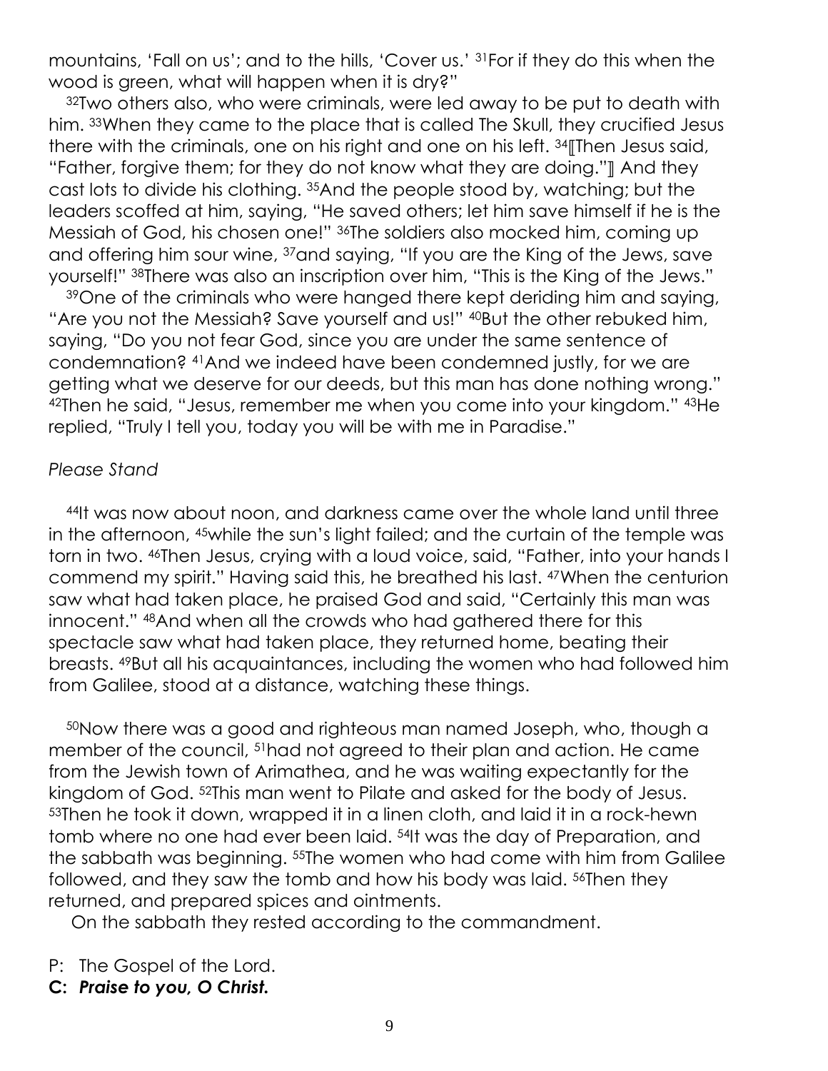mountains, 'Fall on us'; and to the hills, 'Cover us.' [31]For if they do this when the wood is green, what will happen when it is dry?"

[32]Two others also, who were criminals, were led away to be put to death with him. [33]When they came to the place that is called The Skull, they crucified Jesus there with the criminals, one on his right and one on his left. [34]⟦Then Jesus said, "Father, forgive them; for they do not know what they are doing."⟧ And they cast lots to divide his clothing. [35]And the people stood by, watching; but the leaders scoffed at him, saying, "He saved others; let him save himself if he is the Messiah of God, his chosen one!" [36]The soldiers also mocked him, coming up and offering him sour wine, [37]and saying, "If you are the King of the Jews, save yourself!" [38]There was also an inscription over him, "This is the King of the Jews."

[39]One of the criminals who were hanged there kept deriding him and saying, "Are you not the Messiah? Save yourself and us!" [40]But the other rebuked him, saying, "Do you not fear God, since you are under the same sentence of condemnation? [41]And we indeed have been condemned justly, for we are getting what we deserve for our deeds, but this man has done nothing wrong." [42]Then he said, "Jesus, remember me when you come into your kingdom." [43]He replied, "Truly I tell you, today you will be with me in Paradise."

*Please Stand*

[44]It was now about noon, and darkness came over the whole land until three in the afternoon, [45]while the sun's light failed; and the curtain of the temple was torn in two. [46]Then Jesus, crying with a loud voice, said, "Father, into your hands I commend my spirit." Having said this, he breathed his last. [47]When the centurion saw what had taken place, he praised God and said, "Certainly this man was innocent." [48]And when all the crowds who had gathered there for this spectacle saw what had taken place, they returned home, beating their breasts. [49]But all his acquaintances, including the women who had followed him from Galilee, stood at a distance, watching these things.

[50]Now there was a good and righteous man named Joseph, who, though a member of the council, [51]had not agreed to their plan and action. He came from the Jewish town of Arimathea, and he was waiting expectantly for the kingdom of God. [52]This man went to Pilate and asked for the body of Jesus. [53]Then he took it down, wrapped it in a linen cloth, and laid it in a rock-hewn tomb where no one had ever been laid. [54]It was the day of Preparation, and the sabbath was beginning. [55]The women who had come with him from Galilee followed, and they saw the tomb and how his body was laid. [56]Then they returned, and prepared spices and ointments.

On the sabbath they rested according to the commandment.

P: The Gospel of the Lord.

**C: *Praise to you, O Christ.***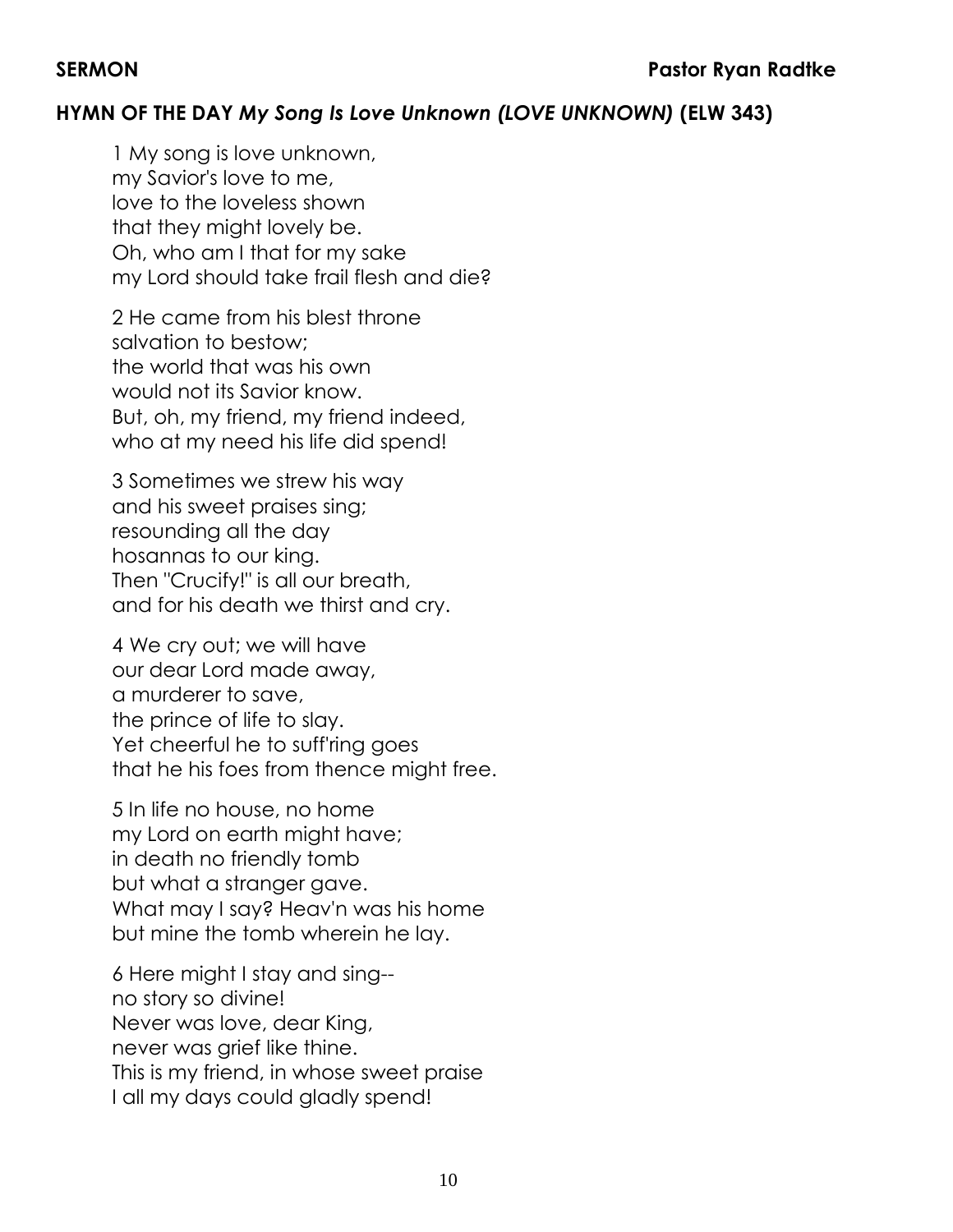**SERMON** **Pastor Ryan Radtke**

**HYMN OF THE DAY** ***My Song Is Love Unknown (LOVE UNKNOWN)*** **(ELW 343)**

1 My song is love unknown,
my Savior's love to me,
love to the loveless shown
that they might lovely be.
Oh, who am I that for my sake
my Lord should take frail flesh and die?

2 He came from his blest throne
salvation to bestow;
the world that was his own
would not its Savior know.
But, oh, my friend, my friend indeed,
who at my need his life did spend!

3 Sometimes we strew his way
and his sweet praises sing;
resounding all the day
hosannas to our king.
Then "Crucify!" is all our breath,
and for his death we thirst and cry.

4 We cry out; we will have
our dear Lord made away,
a murderer to save,
the prince of life to slay.
Yet cheerful he to suff'ring goes
that he his foes from thence might free.

5 In life no house, no home
my Lord on earth might have;
in death no friendly tomb
but what a stranger gave.
What may I say? Heav'n was his home
but mine the tomb wherein he lay.

6 Here might I stay and sing--
no story so divine!
Never was love, dear King,
never was grief like thine.
This is my friend, in whose sweet praise
I all my days could gladly spend!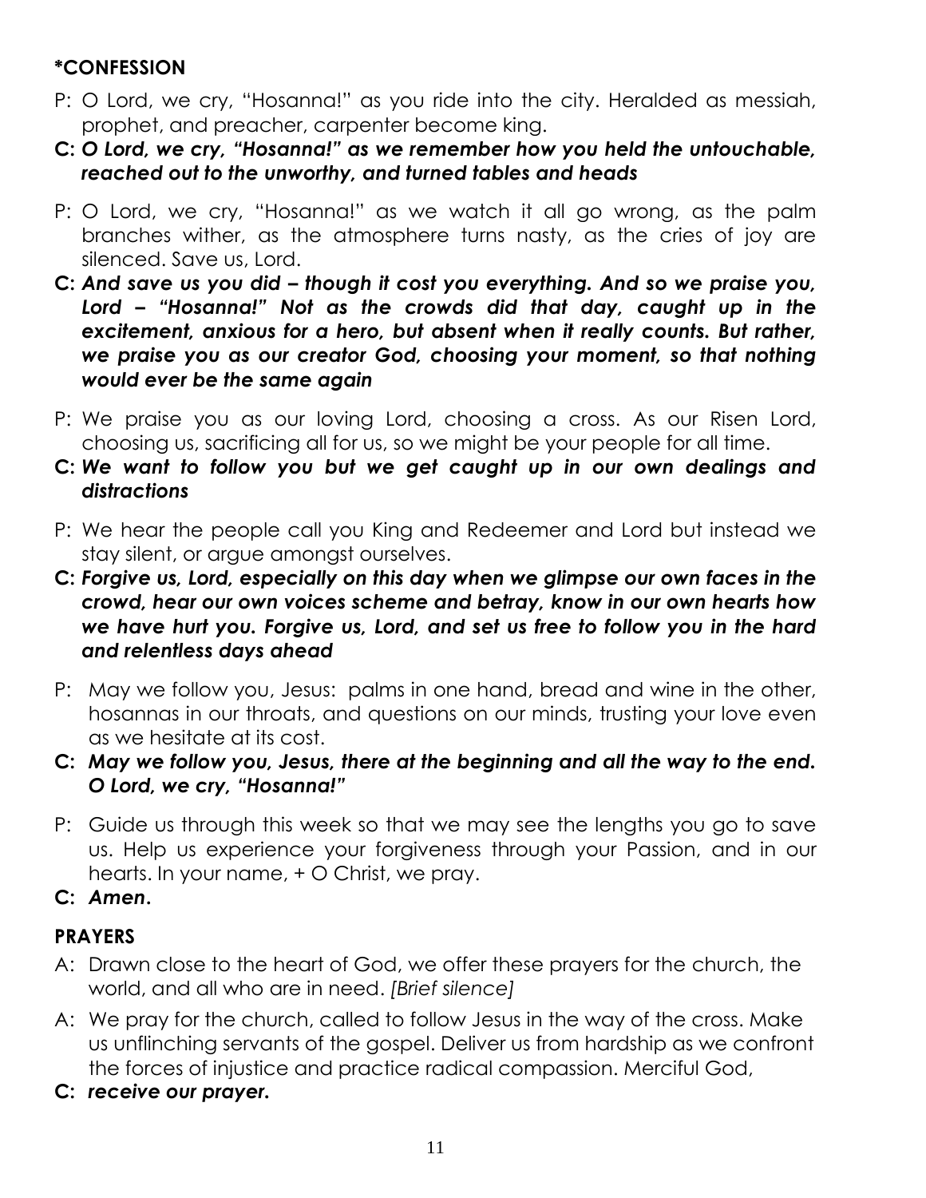## *CONFESSION

P: O Lord, we cry, "Hosanna!" as you ride into the city. Heralded as messiah, prophet, and preacher, carpenter become king.

**C:** ***O Lord, we cry, "Hosanna!" as we remember how you held the untouchable, reached out to the unworthy, and turned tables and heads***

P: O Lord, we cry, "Hosanna!" as we watch it all go wrong, as the palm branches wither, as the atmosphere turns nasty, as the cries of joy are silenced. Save us, Lord.

**C:** ***And save us you did – though it cost you everything. And so we praise you, Lord – "Hosanna!" Not as the crowds did that day, caught up in the excitement, anxious for a hero, but absent when it really counts. But rather, we praise you as our creator God, choosing your moment, so that nothing would ever be the same again***

P: We praise you as our loving Lord, choosing a cross. As our Risen Lord, choosing us, sacrificing all for us, so we might be your people for all time.

**C:** ***We want to follow you but we get caught up in our own dealings and distractions***

P: We hear the people call you King and Redeemer and Lord but instead we stay silent, or argue amongst ourselves.

**C:** ***Forgive us, Lord, especially on this day when we glimpse our own faces in the crowd, hear our own voices scheme and betray, know in our own hearts how we have hurt you. Forgive us, Lord, and set us free to follow you in the hard and relentless days ahead***

P: May we follow you, Jesus: palms in one hand, bread and wine in the other, hosannas in our throats, and questions on our minds, trusting your love even as we hesitate at its cost.

**C:** ***May we follow you, Jesus, there at the beginning and all the way to the end. O Lord, we cry, "Hosanna!"***

P: Guide us through this week so that we may see the lengths you go to save us. Help us experience your forgiveness through your Passion, and in our hearts. In your name, + O Christ, we pray.

**C:** ***Amen.***

## PRAYERS

A: Drawn close to the heart of God, we offer these prayers for the church, the world, and all who are in need. *[Brief silence]*

A: We pray for the church, called to follow Jesus in the way of the cross. Make us unflinching servants of the gospel. Deliver us from hardship as we confront the forces of injustice and practice radical compassion. Merciful God,

**C:** ***receive our prayer.***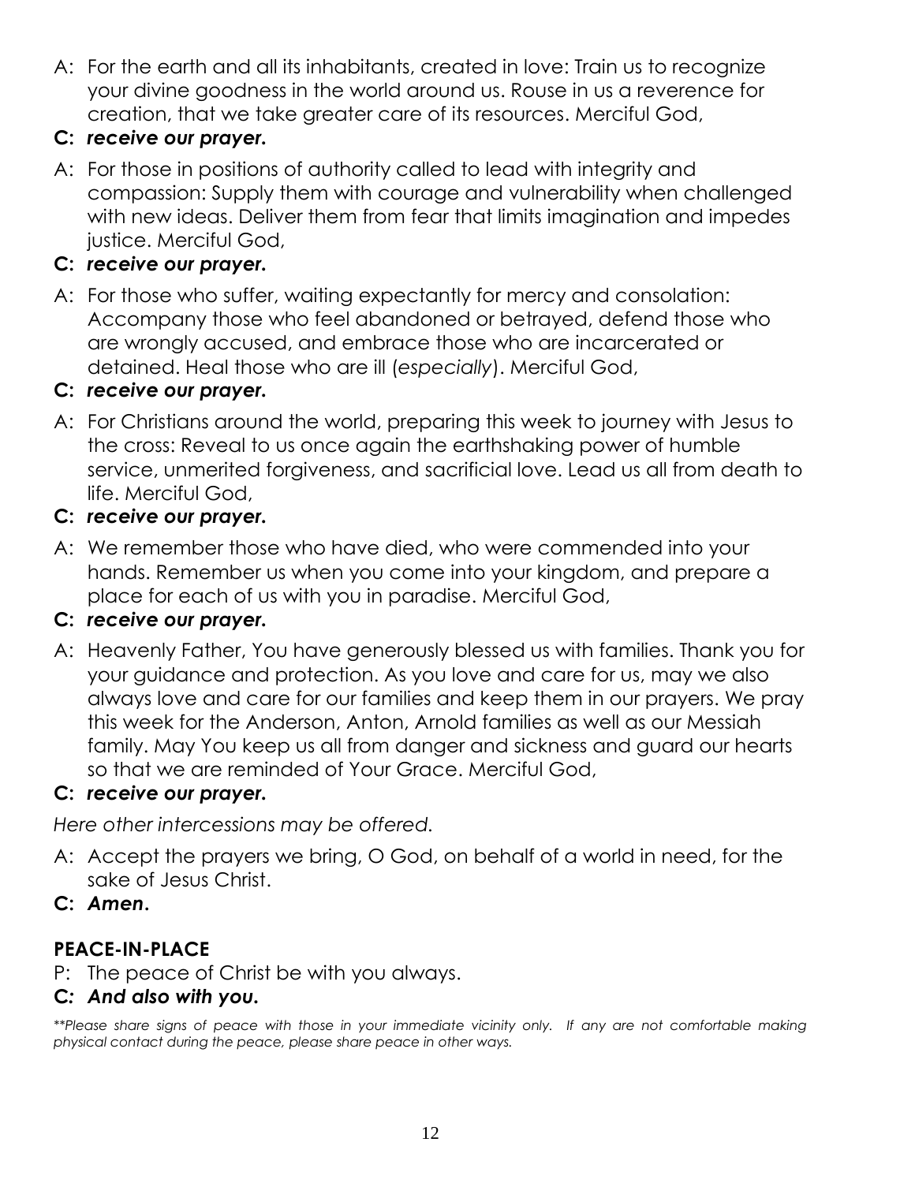A: For the earth and all its inhabitants, created in love: Train us to recognize your divine goodness in the world around us. Rouse in us a reverence for creation, that we take greater care of its resources. Merciful God,

**C:** ***receive our prayer.***

A: For those in positions of authority called to lead with integrity and compassion: Supply them with courage and vulnerability when challenged with new ideas. Deliver them from fear that limits imagination and impedes justice. Merciful God,

**C:** ***receive our prayer.***

A: For those who suffer, waiting expectantly for mercy and consolation: Accompany those who feel abandoned or betrayed, defend those who are wrongly accused, and embrace those who are incarcerated or detained. Heal those who are ill (*especially*). Merciful God,

**C:** ***receive our prayer.***

A: For Christians around the world, preparing this week to journey with Jesus to the cross: Reveal to us once again the earthshaking power of humble service, unmerited forgiveness, and sacrificial love. Lead us all from death to life. Merciful God,

**C:** ***receive our prayer.***

A: We remember those who have died, who were commended into your hands. Remember us when you come into your kingdom, and prepare a place for each of us with you in paradise. Merciful God,

**C:** ***receive our prayer.***

A: Heavenly Father, You have generously blessed us with families. Thank you for your guidance and protection. As you love and care for us, may we also always love and care for our families and keep them in our prayers. We pray this week for the Anderson, Anton, Arnold families as well as our Messiah family. May You keep us all from danger and sickness and guard our hearts so that we are reminded of Your Grace. Merciful God,

**C:** ***receive our prayer.***

*Here other intercessions may be offered.*

A: Accept the prayers we bring, O God, on behalf of a world in need, for the sake of Jesus Christ.

**C:** ***Amen.***

## PEACE-IN-PLACE

P: The peace of Christ be with you always.

**C:** ***And also with you.***

*\*\*Please share signs of peace with those in your immediate vicinity only. If any are not comfortable making physical contact during the peace, please share peace in other ways.*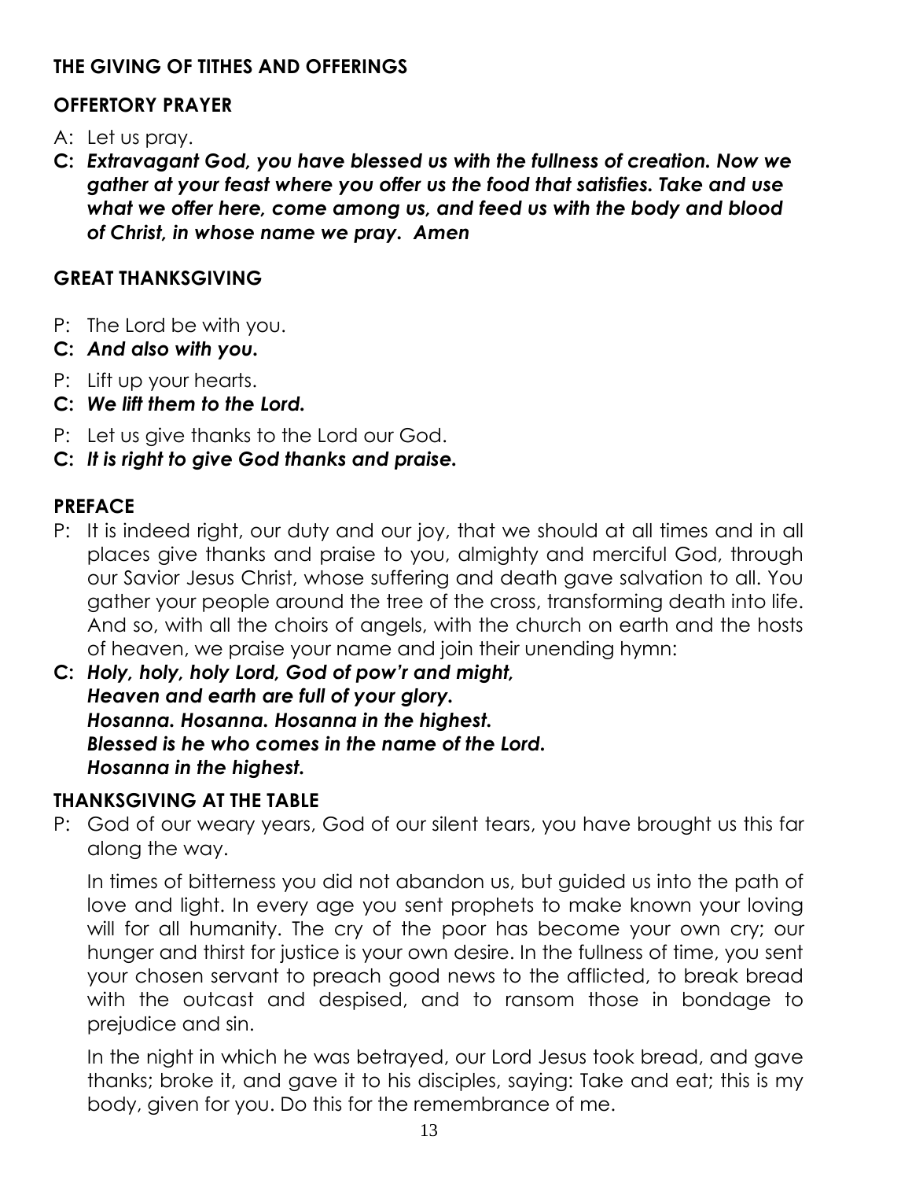## THE GIVING OF TITHES AND OFFERINGS

## OFFERTORY PRAYER

A: Let us pray.

**C:** ***Extravagant God, you have blessed us with the fullness of creation. Now we gather at your feast where you offer us the food that satisfies. Take and use what we offer here, come among us, and feed us with the body and blood of Christ, in whose name we pray. Amen***

## GREAT THANKSGIVING

P: The Lord be with you.

**C:** ***And also with you.***

P: Lift up your hearts.

**C:** ***We lift them to the Lord.***

P: Let us give thanks to the Lord our God.

**C:** ***It is right to give God thanks and praise.***

## PREFACE

P: It is indeed right, our duty and our joy, that we should at all times and in all places give thanks and praise to you, almighty and merciful God, through our Savior Jesus Christ, whose suffering and death gave salvation to all. You gather your people around the tree of the cross, transforming death into life. And so, with all the choirs of angels, with the church on earth and the hosts of heaven, we praise your name and join their unending hymn:

**C:** ***Holy, holy, holy Lord, God of pow'r and might,***
***Heaven and earth are full of your glory.***
***Hosanna. Hosanna. Hosanna in the highest.***
***Blessed is he who comes in the name of the Lord.***
***Hosanna in the highest.***

## THANKSGIVING AT THE TABLE

P: God of our weary years, God of our silent tears, you have brought us this far along the way.

In times of bitterness you did not abandon us, but guided us into the path of love and light. In every age you sent prophets to make known your loving will for all humanity. The cry of the poor has become your own cry; our hunger and thirst for justice is your own desire. In the fullness of time, you sent your chosen servant to preach good news to the afflicted, to break bread with the outcast and despised, and to ransom those in bondage to prejudice and sin.

In the night in which he was betrayed, our Lord Jesus took bread, and gave thanks; broke it, and gave it to his disciples, saying: Take and eat; this is my body, given for you. Do this for the remembrance of me.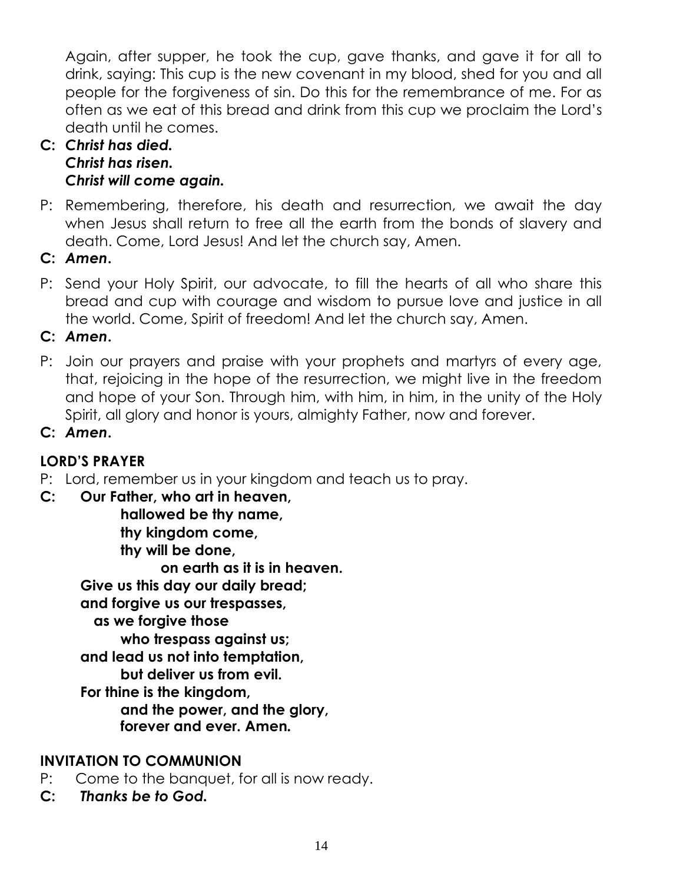Again, after supper, he took the cup, gave thanks, and gave it for all to drink, saying: This cup is the new covenant in my blood, shed for you and all people for the forgiveness of sin. Do this for the remembrance of me. For as often as we eat of this bread and drink from this cup we proclaim the Lord's death until he comes.

**C:** ***Christ has died.***
***Christ has risen.***
***Christ will come again.***

P: Remembering, therefore, his death and resurrection, we await the day when Jesus shall return to free all the earth from the bonds of slavery and death. Come, Lord Jesus! And let the church say, Amen.

**C:** ***Amen.***

P: Send your Holy Spirit, our advocate, to fill the hearts of all who share this bread and cup with courage and wisdom to pursue love and justice in all the world. Come, Spirit of freedom! And let the church say, Amen.

**C:** ***Amen.***

P: Join our prayers and praise with your prophets and martyrs of every age, that, rejoicing in the hope of the resurrection, we might live in the freedom and hope of your Son. Through him, with him, in him, in the unity of the Holy Spirit, all glory and honor is yours, almighty Father, now and forever.

**C:** ***Amen.***

**LORD'S PRAYER**

P: Lord, remember us in your kingdom and teach us to pray.

**C: Our Father, who art in heaven,**
**hallowed be thy name,**
**thy kingdom come,**
**thy will be done,**
**on earth as it is in heaven.**
**Give us this day our daily bread;**
**and forgive us our trespasses,**
**as we forgive those**
**who trespass against us;**
**and lead us not into temptation,**
**but deliver us from evil.**
**For thine is the kingdom,**
**and the power, and the glory,**
**forever and ever. Amen.**

**INVITATION TO COMMUNION**

P: Come to the banquet, for all is now ready.

**C:** ***Thanks be to God.***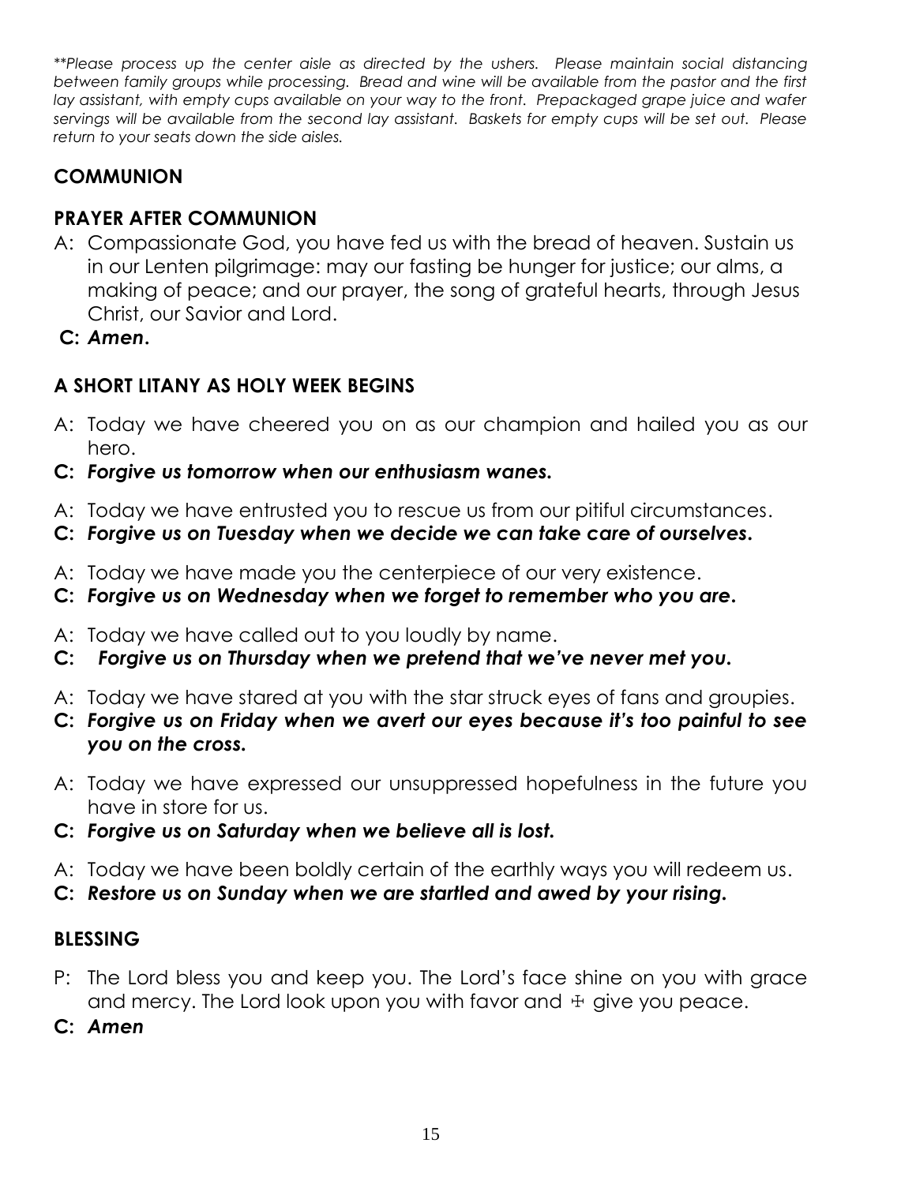*\*\*Please process up the center aisle as directed by the ushers. Please maintain social distancing between family groups while processing. Bread and wine will be available from the pastor and the first lay assistant, with empty cups available on your way to the front. Prepackaged grape juice and wafer servings will be available from the second lay assistant. Baskets for empty cups will be set out. Please return to your seats down the side aisles.*

## COMMUNION

## PRAYER AFTER COMMUNION

A: Compassionate God, you have fed us with the bread of heaven. Sustain us in our Lenten pilgrimage: may our fasting be hunger for justice; our alms, a making of peace; and our prayer, the song of grateful hearts, through Jesus Christ, our Savior and Lord.

**C:** ***Amen.***

## A SHORT LITANY AS HOLY WEEK BEGINS

A: Today we have cheered you on as our champion and hailed you as our hero.

**C:** ***Forgive us tomorrow when our enthusiasm wanes.***

A: Today we have entrusted you to rescue us from our pitiful circumstances.

**C:** ***Forgive us on Tuesday when we decide we can take care of ourselves.***

A: Today we have made you the centerpiece of our very existence.

**C:** ***Forgive us on Wednesday when we forget to remember who you are.***

A: Today we have called out to you loudly by name.

**C:** ***Forgive us on Thursday when we pretend that we've never met you.***

A: Today we have stared at you with the star struck eyes of fans and groupies.

**C:** ***Forgive us on Friday when we avert our eyes because it's too painful to see you on the cross.***

A: Today we have expressed our unsuppressed hopefulness in the future you have in store for us.

**C:** ***Forgive us on Saturday when we believe all is lost.***

A: Today we have been boldly certain of the earthly ways you will redeem us.

**C:** ***Restore us on Sunday when we are startled and awed by your rising.***

## BLESSING

P: The Lord bless you and keep you. The Lord's face shine on you with grace and mercy. The Lord look upon you with favor and ☩ give you peace.

**C:** ***Amen***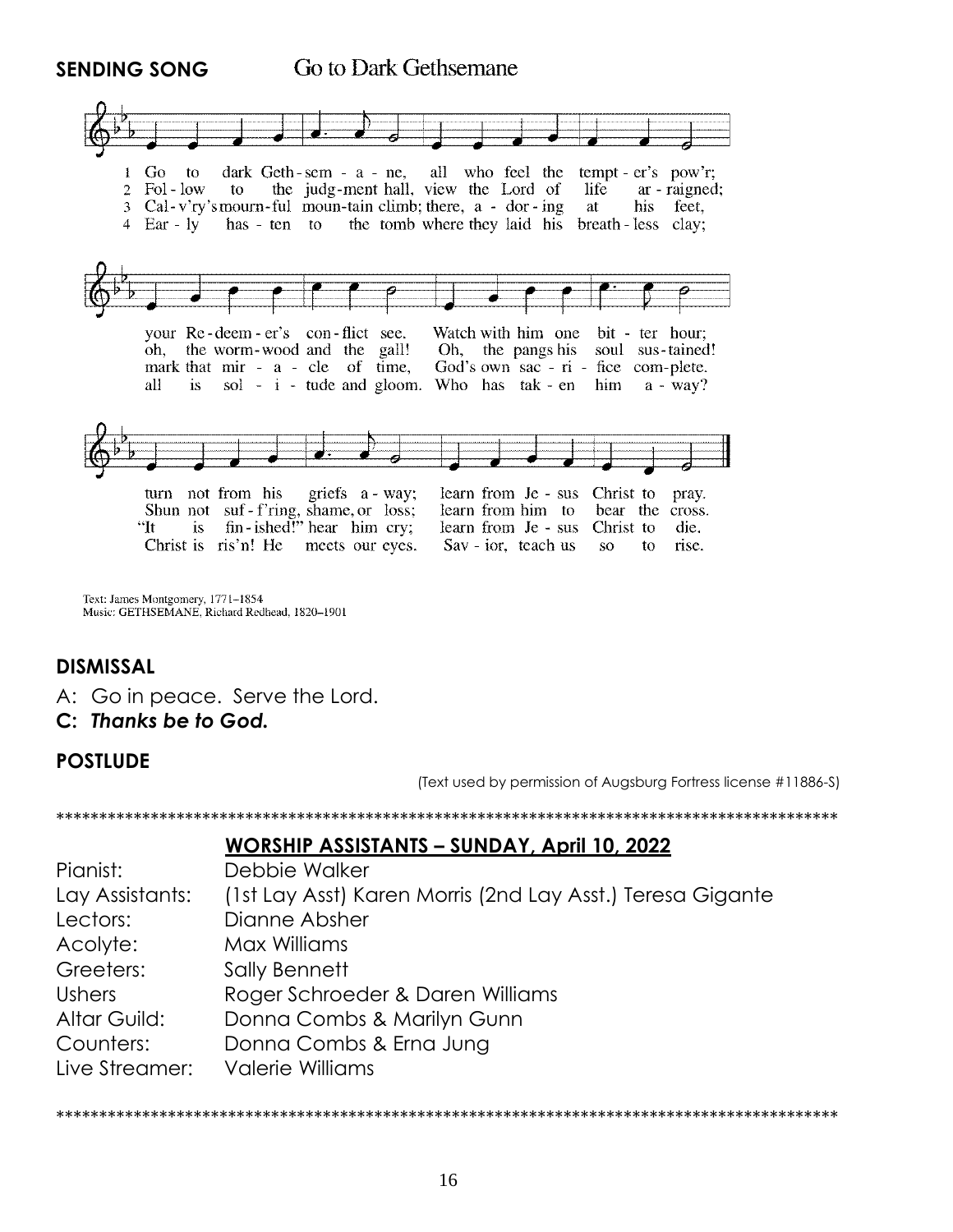**SENDING SONG** Go to Dark Gethsemane

1 Go to dark Geth-sem - a - ne, all who feel the tempt - er's pow'r; your Re-deem - er's con-flict see. Watch with him one bit - ter hour; turn not from his griefs a - way; learn from Je - sus Christ to pray.

2 Fol - low to the judg-ment hall, view the Lord of life ar - raigned; oh, the worm-wood and the gall! Oh, the pangs his soul sus-tained! Shun not suf - f'ring, shame, or loss; learn from him to bear the cross.

3 Cal - v'ry's mourn-ful moun-tain climb; there, a - dor - ing at his feet, mark that mir - a - cle of time, God's own sac - ri - fice com-plete. "It is fin - ished!" hear him cry; learn from Je - sus Christ to die.

4 Ear - ly has - ten to the tomb where they laid his breath - less clay; all is sol - i - tude and gloom. Who has tak - en him a - way? Christ is ris'n! He meets our eyes. Sav - ior, teach us so to rise.

Text: James Montgomery, 1771–1854
Music: GETHSEMANE, Richard Redhead, 1820–1901

## DISMISSAL

A: Go in peace. Serve the Lord.

**C: *Thanks be to God.***

## POSTLUDE

(Text used by permission of Augsburg Fortress license #11886-S)

\*\*\*\*\*\*\*\*\*\*\*\*\*\*\*\*\*\*\*\*\*\*\*\*\*\*\*\*\*\*\*\*\*\*\*\*\*\*\*\*\*\*\*\*\*\*\*\*\*\*\*\*\*\*\*\*\*\*\*\*\*\*\*\*\*\*\*\*\*\*\*\*\*\*\*\*\*\*\*\*\*\*\*\*\*\*\*\*\*\*

## WORSHIP ASSISTANTS – SUNDAY, April 10, 2022

| | |
|---|---|
| Pianist: | Debbie Walker |
| Lay Assistants: | (1st Lay Asst) Karen Morris (2nd Lay Asst.) Teresa Gigante |
| Lectors: | Dianne Absher |
| Acolyte: | Max Williams |
| Greeters: | Sally Bennett |
| Ushers | Roger Schroeder & Daren Williams |
| Altar Guild: | Donna Combs & Marilyn Gunn |
| Counters: | Donna Combs & Erna Jung |
| Live Streamer: | Valerie Williams |

\*\*\*\*\*\*\*\*\*\*\*\*\*\*\*\*\*\*\*\*\*\*\*\*\*\*\*\*\*\*\*\*\*\*\*\*\*\*\*\*\*\*\*\*\*\*\*\*\*\*\*\*\*\*\*\*\*\*\*\*\*\*\*\*\*\*\*\*\*\*\*\*\*\*\*\*\*\*\*\*\*\*\*\*\*\*\*\*\*\*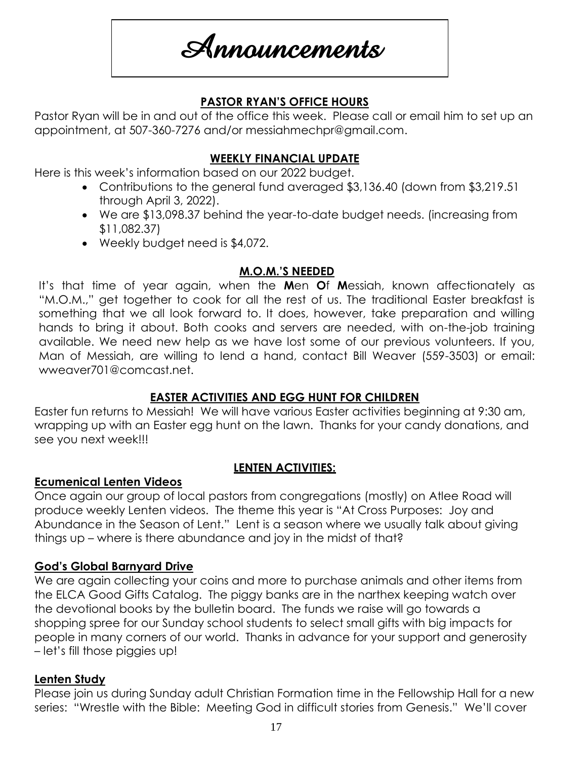# Announcements

## PASTOR RYAN'S OFFICE HOURS

Pastor Ryan will be in and out of the office this week. Please call or email him to set up an appointment, at 507-360-7276 and/or messiahmechpr@gmail.com.

## WEEKLY FINANCIAL UPDATE

Here is this week's information based on our 2022 budget.

- Contributions to the general fund averaged $3,136.40 (down from $3,219.51 through April 3, 2022).
- We are $13,098.37 behind the year-to-date budget needs. (increasing from $11,082.37)
- Weekly budget need is $4,072.

## M.O.M.'S NEEDED

It's that time of year again, when the **M**en **O**f **M**essiah, known affectionately as "M.O.M.," get together to cook for all the rest of us. The traditional Easter breakfast is something that we all look forward to. It does, however, take preparation and willing hands to bring it about. Both cooks and servers are needed, with on-the-job training available. We need new help as we have lost some of our previous volunteers. If you, Man of Messiah, are willing to lend a hand, contact Bill Weaver (559-3503) or email: wweaver701@comcast.net.

## EASTER ACTIVITIES AND EGG HUNT FOR CHILDREN

Easter fun returns to Messiah! We will have various Easter activities beginning at 9:30 am, wrapping up with an Easter egg hunt on the lawn. Thanks for your candy donations, and see you next week!!!

## LENTEN ACTIVITIES:

### Ecumenical Lenten Videos

Once again our group of local pastors from congregations (mostly) on Atlee Road will produce weekly Lenten videos. The theme this year is "At Cross Purposes: Joy and Abundance in the Season of Lent." Lent is a season where we usually talk about giving things up – where is there abundance and joy in the midst of that?

### God's Global Barnyard Drive

We are again collecting your coins and more to purchase animals and other items from the ELCA Good Gifts Catalog. The piggy banks are in the narthex keeping watch over the devotional books by the bulletin board. The funds we raise will go towards a shopping spree for our Sunday school students to select small gifts with big impacts for people in many corners of our world. Thanks in advance for your support and generosity – let's fill those piggies up!

### Lenten Study

Please join us during Sunday adult Christian Formation time in the Fellowship Hall for a new series: "Wrestle with the Bible: Meeting God in difficult stories from Genesis." We'll cover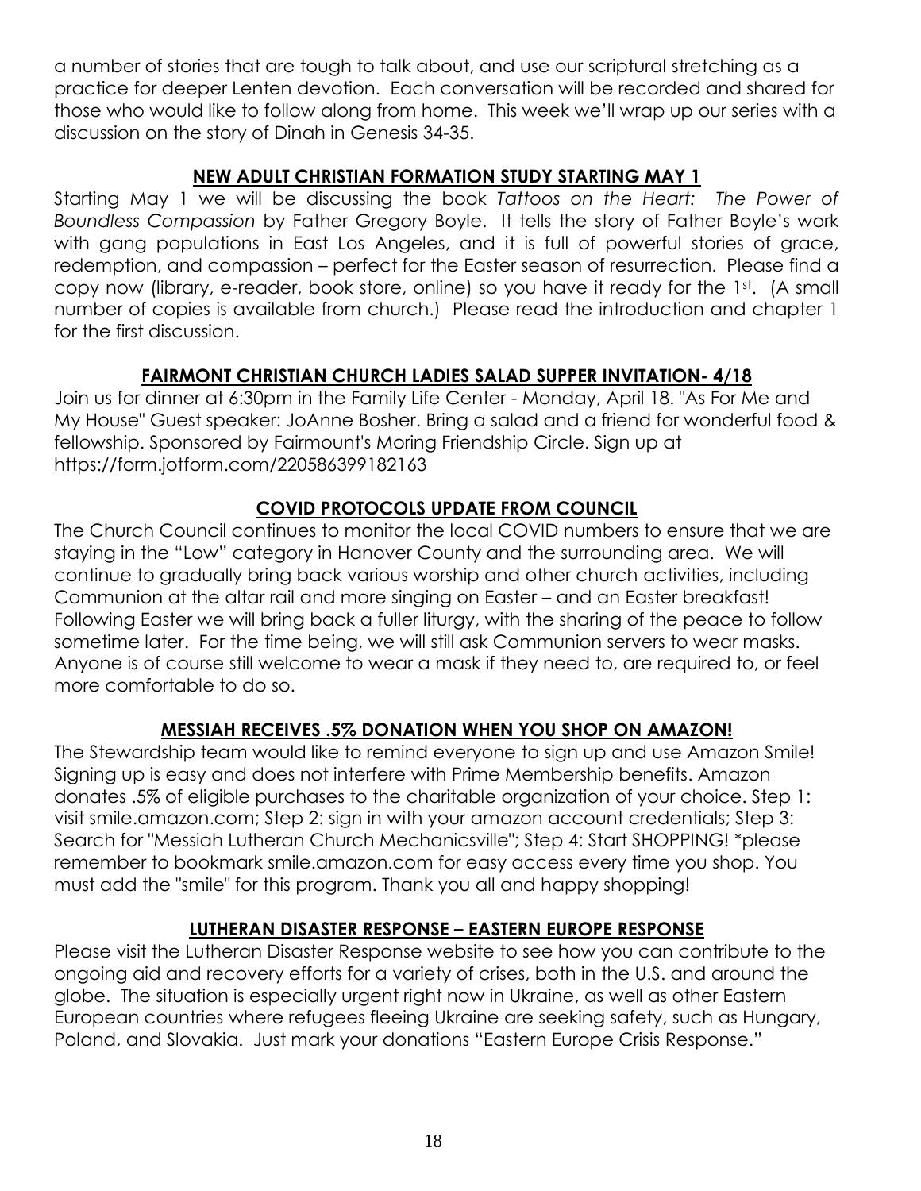a number of stories that are tough to talk about, and use our scriptural stretching as a practice for deeper Lenten devotion. Each conversation will be recorded and shared for those who would like to follow along from home. This week we'll wrap up our series with a discussion on the story of Dinah in Genesis 34-35.

## NEW ADULT CHRISTIAN FORMATION STUDY STARTING MAY 1

Starting May 1 we will be discussing the book *Tattoos on the Heart: The Power of Boundless Compassion* by Father Gregory Boyle. It tells the story of Father Boyle's work with gang populations in East Los Angeles, and it is full of powerful stories of grace, redemption, and compassion – perfect for the Easter season of resurrection. Please find a copy now (library, e-reader, book store, online) so you have it ready for the 1st. (A small number of copies is available from church.) Please read the introduction and chapter 1 for the first discussion.

## FAIRMONT CHRISTIAN CHURCH LADIES SALAD SUPPER INVITATION- 4/18

Join us for dinner at 6:30pm in the Family Life Center - Monday, April 18. "As For Me and My House" Guest speaker: JoAnne Bosher. Bring a salad and a friend for wonderful food & fellowship. Sponsored by Fairmount's Moring Friendship Circle. Sign up at https://form.jotform.com/220586399182163

## COVID PROTOCOLS UPDATE FROM COUNCIL

The Church Council continues to monitor the local COVID numbers to ensure that we are staying in the "Low" category in Hanover County and the surrounding area. We will continue to gradually bring back various worship and other church activities, including Communion at the altar rail and more singing on Easter – and an Easter breakfast! Following Easter we will bring back a fuller liturgy, with the sharing of the peace to follow sometime later. For the time being, we will still ask Communion servers to wear masks. Anyone is of course still welcome to wear a mask if they need to, are required to, or feel more comfortable to do so.

## MESSIAH RECEIVES .5% DONATION WHEN YOU SHOP ON AMAZON!

The Stewardship team would like to remind everyone to sign up and use Amazon Smile! Signing up is easy and does not interfere with Prime Membership benefits. Amazon donates .5% of eligible purchases to the charitable organization of your choice. Step 1: visit smile.amazon.com; Step 2: sign in with your amazon account credentials; Step 3: Search for "Messiah Lutheran Church Mechanicsville"; Step 4: Start SHOPPING! *please remember to bookmark smile.amazon.com for easy access every time you shop. You must add the "smile" for this program. Thank you all and happy shopping!

## LUTHERAN DISASTER RESPONSE – EASTERN EUROPE RESPONSE

Please visit the Lutheran Disaster Response website to see how you can contribute to the ongoing aid and recovery efforts for a variety of crises, both in the U.S. and around the globe. The situation is especially urgent right now in Ukraine, as well as other Eastern European countries where refugees fleeing Ukraine are seeking safety, such as Hungary, Poland, and Slovakia. Just mark your donations "Eastern Europe Crisis Response."